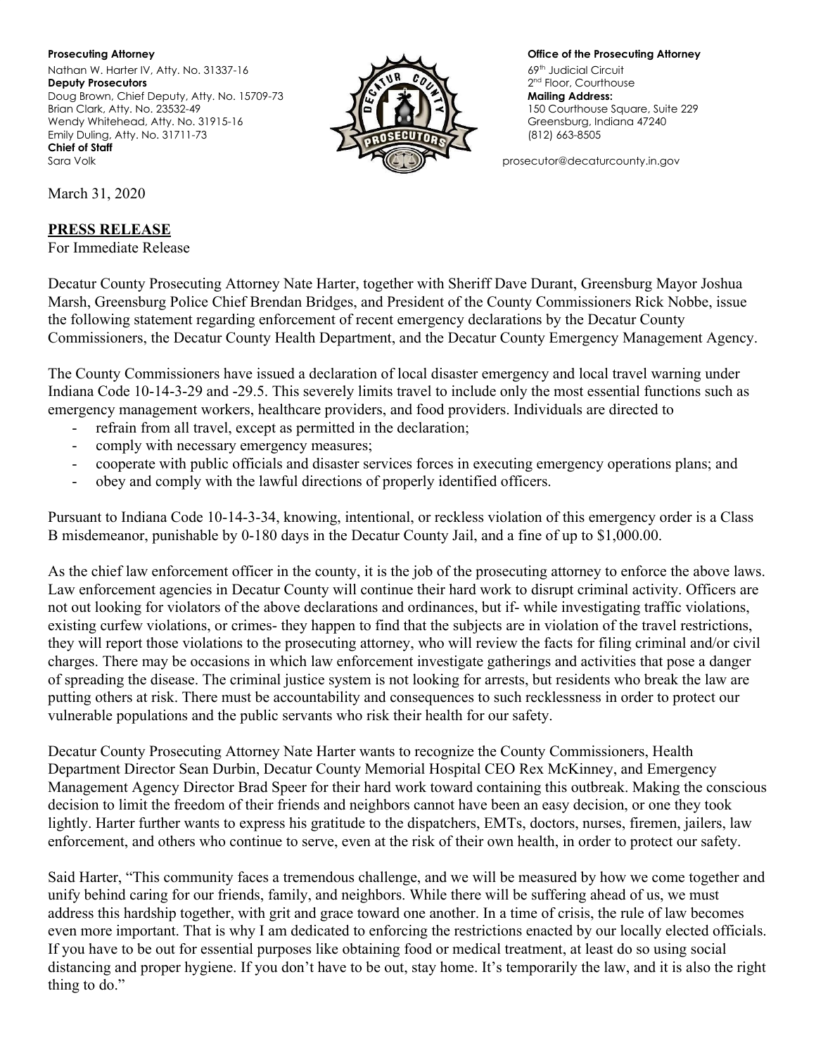**Prosecuting Attorney**
Nathan W. Harter IV, Atty. No. 31337-16
**Deputy Prosecutors**
Doug Brown, Chief Deputy, Atty. No. 15709-73
Brian Clark, Atty. No. 23532-49
Wendy Whitehead, Atty. No. 31915-16
Emily Duling, Atty. No. 31711-73
**Chief of Staff**
Sara Volk

**Office of the Prosecuting Attorney**
69th Judicial Circuit
2nd Floor, Courthouse
**Mailing Address:**
150 Courthouse Square, Suite 229
Greensburg, Indiana 47240
(812) 663-8505
prosecutor@decaturcounty.in.gov

March 31, 2020

**PRESS RELEASE**
For Immediate Release

Decatur County Prosecuting Attorney Nate Harter, together with Sheriff Dave Durant, Greensburg Mayor Joshua Marsh, Greensburg Police Chief Brendan Bridges, and President of the County Commissioners Rick Nobbe, issue the following statement regarding enforcement of recent emergency declarations by the Decatur County Commissioners, the Decatur County Health Department, and the Decatur County Emergency Management Agency.

The County Commissioners have issued a declaration of local disaster emergency and local travel warning under Indiana Code 10-14-3-29 and -29.5. This severely limits travel to include only the most essential functions such as emergency management workers, healthcare providers, and food providers. Individuals are directed to

- refrain from all travel, except as permitted in the declaration;
- comply with necessary emergency measures;
- cooperate with public officials and disaster services forces in executing emergency operations plans; and
- obey and comply with the lawful directions of properly identified officers.

Pursuant to Indiana Code 10-14-3-34, knowing, intentional, or reckless violation of this emergency order is a Class B misdemeanor, punishable by 0-180 days in the Decatur County Jail, and a fine of up to $1,000.00.

As the chief law enforcement officer in the county, it is the job of the prosecuting attorney to enforce the above laws. Law enforcement agencies in Decatur County will continue their hard work to disrupt criminal activity. Officers are not out looking for violators of the above declarations and ordinances, but if- while investigating traffic violations, existing curfew violations, or crimes- they happen to find that the subjects are in violation of the travel restrictions, they will report those violations to the prosecuting attorney, who will review the facts for filing criminal and/or civil charges. There may be occasions in which law enforcement investigate gatherings and activities that pose a danger of spreading the disease. The criminal justice system is not looking for arrests, but residents who break the law are putting others at risk. There must be accountability and consequences to such recklessness in order to protect our vulnerable populations and the public servants who risk their health for our safety.

Decatur County Prosecuting Attorney Nate Harter wants to recognize the County Commissioners, Health Department Director Sean Durbin, Decatur County Memorial Hospital CEO Rex McKinney, and Emergency Management Agency Director Brad Speer for their hard work toward containing this outbreak. Making the conscious decision to limit the freedom of their friends and neighbors cannot have been an easy decision, or one they took lightly. Harter further wants to express his gratitude to the dispatchers, EMTs, doctors, nurses, firemen, jailers, law enforcement, and others who continue to serve, even at the risk of their own health, in order to protect our safety.

Said Harter, "This community faces a tremendous challenge, and we will be measured by how we come together and unify behind caring for our friends, family, and neighbors. While there will be suffering ahead of us, we must address this hardship together, with grit and grace toward one another. In a time of crisis, the rule of law becomes even more important. That is why I am dedicated to enforcing the restrictions enacted by our locally elected officials. If you have to be out for essential purposes like obtaining food or medical treatment, at least do so using social distancing and proper hygiene. If you don't have to be out, stay home. It's temporarily the law, and it is also the right thing to do."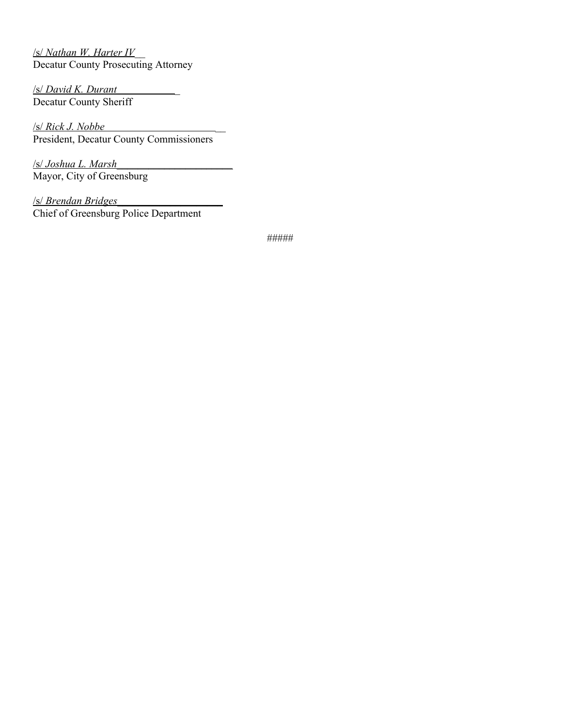/s/ *Nathan W. Harter IV*

Decatur County Prosecuting Attorney

/s/ *David K. Durant*

Decatur County Sheriff

/s/ *Rick J. Nobbe*

President, Decatur County Commissioners

/s/ *Joshua L. Marsh*

Mayor, City of Greensburg

/s/ *Brendan Bridges*

Chief of Greensburg Police Department

#####